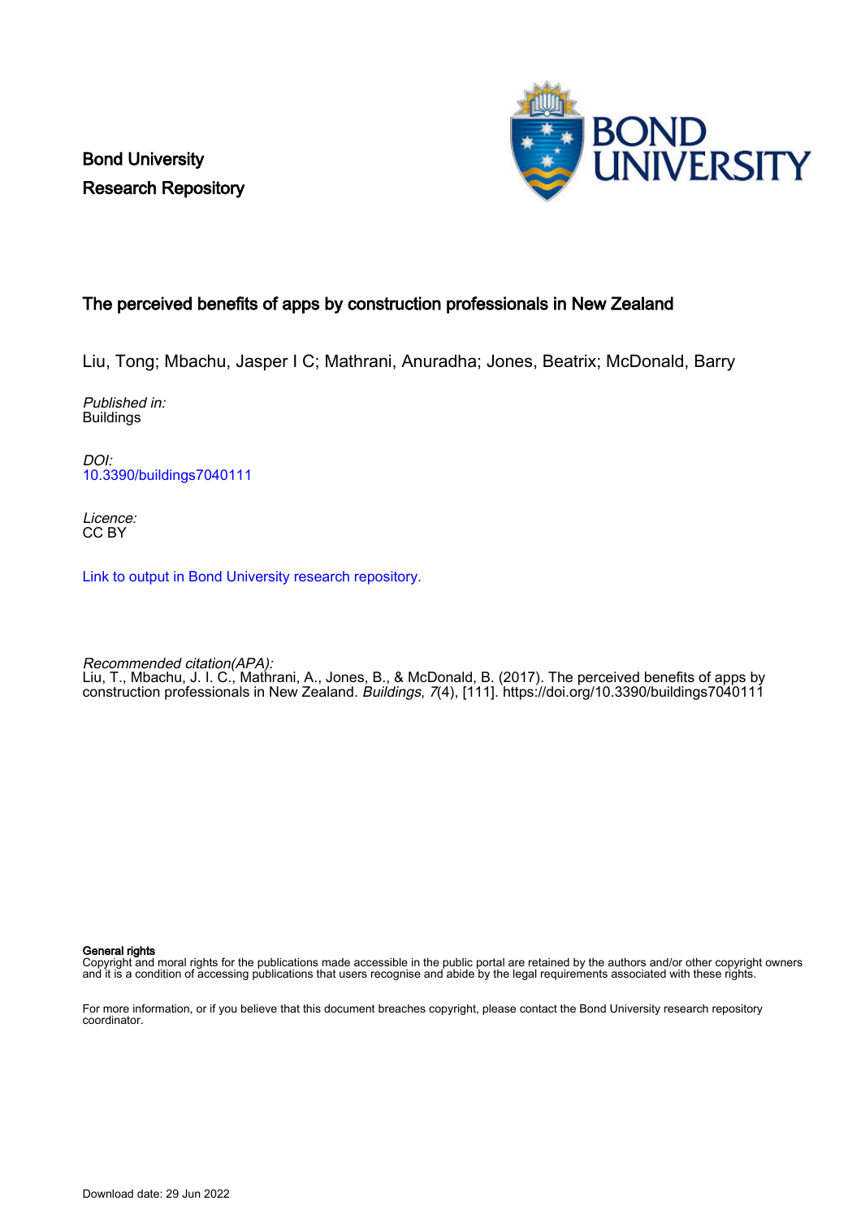Bond University
Research Repository

# The perceived benefits of apps by construction professionals in New Zealand

Liu, Tong; Mbachu, Jasper I C; Mathrani, Anuradha; Jones, Beatrix; McDonald, Barry

*Published in:*
Buildings

*DOI:*
10.3390/buildings7040111

*Licence:*
CC BY

Link to output in Bond University research repository.

*Recommended citation(APA):*
Liu, T., Mbachu, J. I. C., Mathrani, A., Jones, B., & McDonald, B. (2017). The perceived benefits of apps by construction professionals in New Zealand. *Buildings*, *7*(4), [111]. https://doi.org/10.3390/buildings7040111

**General rights**
Copyright and moral rights for the publications made accessible in the public portal are retained by the authors and/or other copyright owners and it is a condition of accessing publications that users recognise and abide by the legal requirements associated with these rights.

For more information, or if you believe that this document breaches copyright, please contact the Bond University research repository coordinator.

Download date: 29 Jun 2022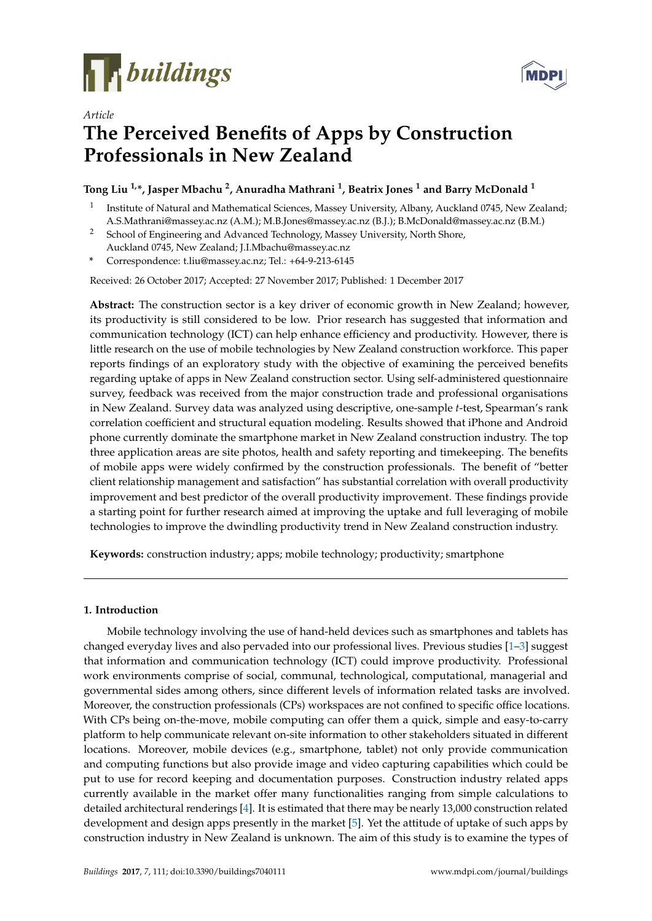# buildings

*Article*

# The Perceived Benefits of Apps by Construction Professionals in New Zealand

**Tong Liu [1,*], Jasper Mbachu [2], Anuradha Mathrani [1], Beatrix Jones [1] and Barry McDonald [1]**

[1] Institute of Natural and Mathematical Sciences, Massey University, Albany, Auckland 0745, New Zealand; A.S.Mathrani@massey.ac.nz (A.M.); M.B.Jones@massey.ac.nz (B.J.); B.McDonald@massey.ac.nz (B.M.)

[2] School of Engineering and Advanced Technology, Massey University, North Shore, Auckland 0745, New Zealand; J.I.Mbachu@massey.ac.nz

\* Correspondence: t.liu@massey.ac.nz; Tel.: +64-9-213-6145

Received: 26 October 2017; Accepted: 27 November 2017; Published: 1 December 2017

**Abstract:** The construction sector is a key driver of economic growth in New Zealand; however, its productivity is still considered to be low. Prior research has suggested that information and communication technology (ICT) can help enhance efficiency and productivity. However, there is little research on the use of mobile technologies by New Zealand construction workforce. This paper reports findings of an exploratory study with the objective of examining the perceived benefits regarding uptake of apps in New Zealand construction sector. Using self-administered questionnaire survey, feedback was received from the major construction trade and professional organisations in New Zealand. Survey data was analyzed using descriptive, one-sample *t*-test, Spearman's rank correlation coefficient and structural equation modeling. Results showed that iPhone and Android phone currently dominate the smartphone market in New Zealand construction industry. The top three application areas are site photos, health and safety reporting and timekeeping. The benefits of mobile apps were widely confirmed by the construction professionals. The benefit of "better client relationship management and satisfaction" has substantial correlation with overall productivity improvement and best predictor of the overall productivity improvement. These findings provide a starting point for further research aimed at improving the uptake and full leveraging of mobile technologies to improve the dwindling productivity trend in New Zealand construction industry.

**Keywords:** construction industry; apps; mobile technology; productivity; smartphone

## 1. Introduction

Mobile technology involving the use of hand-held devices such as smartphones and tablets has changed everyday lives and also pervaded into our professional lives. Previous studies [1–3] suggest that information and communication technology (ICT) could improve productivity. Professional work environments comprise of social, communal, technological, computational, managerial and governmental sides among others, since different levels of information related tasks are involved. Moreover, the construction professionals (CPs) workspaces are not confined to specific office locations. With CPs being on-the-move, mobile computing can offer them a quick, simple and easy-to-carry platform to help communicate relevant on-site information to other stakeholders situated in different locations. Moreover, mobile devices (e.g., smartphone, tablet) not only provide communication and computing functions but also provide image and video capturing capabilities which could be put to use for record keeping and documentation purposes. Construction industry related apps currently available in the market offer many functionalities ranging from simple calculations to detailed architectural renderings [4]. It is estimated that there may be nearly 13,000 construction related development and design apps presently in the market [5]. Yet the attitude of uptake of such apps by construction industry in New Zealand is unknown. The aim of this study is to examine the types of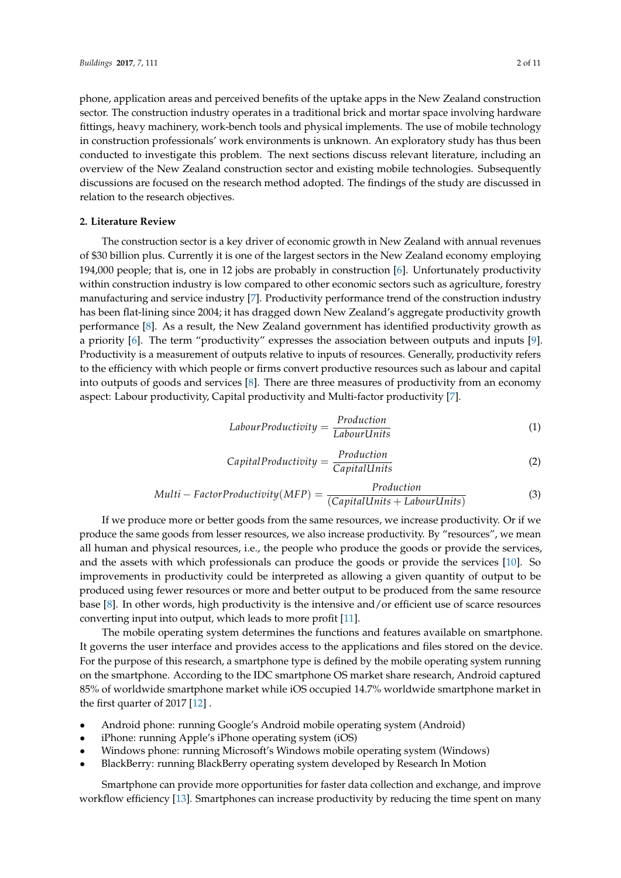phone, application areas and perceived benefits of the uptake apps in the New Zealand construction sector. The construction industry operates in a traditional brick and mortar space involving hardware fittings, heavy machinery, work-bench tools and physical implements. The use of mobile technology in construction professionals' work environments is unknown. An exploratory study has thus been conducted to investigate this problem. The next sections discuss relevant literature, including an overview of the New Zealand construction sector and existing mobile technologies. Subsequently discussions are focused on the research method adopted. The findings of the study are discussed in relation to the research objectives.

## 2. Literature Review

The construction sector is a key driver of economic growth in New Zealand with annual revenues of $30 billion plus. Currently it is one of the largest sectors in the New Zealand economy employing 194,000 people; that is, one in 12 jobs are probably in construction [6]. Unfortunately productivity within construction industry is low compared to other economic sectors such as agriculture, forestry manufacturing and service industry [7]. Productivity performance trend of the construction industry has been flat-lining since 2004; it has dragged down New Zealand's aggregate productivity growth performance [8]. As a result, the New Zealand government has identified productivity growth as a priority [6]. The term "productivity" expresses the association between outputs and inputs [9]. Productivity is a measurement of outputs relative to inputs of resources. Generally, productivity refers to the efficiency with which people or firms convert productive resources such as labour and capital into outputs of goods and services [8]. There are three measures of productivity from an economy aspect: Labour productivity, Capital productivity and Multi-factor productivity [7].

$$LabourProductivity = \frac{Production}{LabourUnits} \tag{1}$$

$$CapitalProductivity = \frac{Production}{CapitalUnits} \tag{2}$$

$$Multi-FactorProductivity(MFP) = \frac{Production}{(CapitalUnits + LabourUnits)} \tag{3}$$

If we produce more or better goods from the same resources, we increase productivity. Or if we produce the same goods from lesser resources, we also increase productivity. By "resources", we mean all human and physical resources, i.e., the people who produce the goods or provide the services, and the assets with which professionals can produce the goods or provide the services [10]. So improvements in productivity could be interpreted as allowing a given quantity of output to be produced using fewer resources or more and better output to be produced from the same resource base [8]. In other words, high productivity is the intensive and/or efficient use of scarce resources converting input into output, which leads to more profit [11].

The mobile operating system determines the functions and features available on smartphone. It governs the user interface and provides access to the applications and files stored on the device. For the purpose of this research, a smartphone type is defined by the mobile operating system running on the smartphone. According to the IDC smartphone OS market share research, Android captured 85% of worldwide smartphone market while iOS occupied 14.7% worldwide smartphone market in the first quarter of 2017 [12] .

- Android phone: running Google's Android mobile operating system (Android)
- iPhone: running Apple's iPhone operating system (iOS)
- Windows phone: running Microsoft's Windows mobile operating system (Windows)
- BlackBerry: running BlackBerry operating system developed by Research In Motion

Smartphone can provide more opportunities for faster data collection and exchange, and improve workflow efficiency [13]. Smartphones can increase productivity by reducing the time spent on many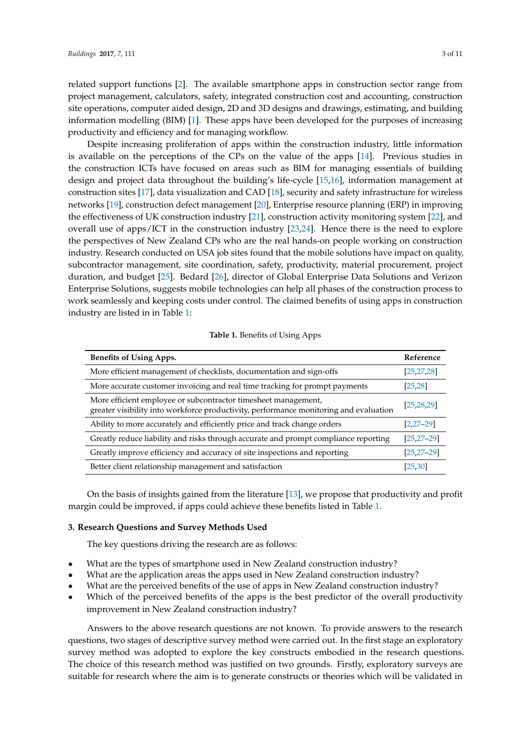related support functions [2]. The available smartphone apps in construction sector range from project management, calculators, safety, integrated construction cost and accounting, construction site operations, computer aided design, 2D and 3D designs and drawings, estimating, and building information modelling (BIM) [1]. These apps have been developed for the purposes of increasing productivity and efficiency and for managing workflow.

Despite increasing proliferation of apps within the construction industry, little information is available on the perceptions of the CPs on the value of the apps [14]. Previous studies in the construction ICTs have focused on areas such as BIM for managing essentials of building design and project data throughout the building's life-cycle [15,16], information management at construction sites [17], data visualization and CAD [18], security and safety infrastructure for wireless networks [19], construction defect management [20], Enterprise resource planning (ERP) in improving the effectiveness of UK construction industry [21], construction activity monitoring system [22], and overall use of apps/ICT in the construction industry [23,24]. Hence there is the need to explore the perspectives of New Zealand CPs who are the real hands-on people working on construction industry. Research conducted on USA job sites found that the mobile solutions have impact on quality, subcontractor management, site coordination, safety, productivity, material procurement, project duration, and budget [25]. Bedard [26], director of Global Enterprise Data Solutions and Verizon Enterprise Solutions, suggests mobile technologies can help all phases of the construction process to work seamlessly and keeping costs under control. The claimed benefits of using apps in construction industry are listed in in Table 1:

**Table 1.** Benefits of Using Apps

| Benefits of Using Apps. | Reference |
|---|---|
| More efficient management of checklists, documentation and sign-offs | [25,27,28] |
| More accurate customer invoicing and real time tracking for prompt payments | [25,28] |
| More efficient employee or subcontractor timesheet management, greater visibility into workforce productivity, performance monitoring and evaluation | [25,28,29] |
| Ability to more accurately and efficiently price and track change orders | [2,27–29] |
| Greatly reduce liability and risks through accurate and prompt compliance reporting | [25,27–29] |
| Greatly improve efficiency and accuracy of site inspections and reporting | [25,27–29] |
| Better client relationship management and satisfaction | [25,30] |

On the basis of insights gained from the literature [13], we propose that productivity and profit margin could be improved, if apps could achieve these benefits listed in Table 1.

## 3. Research Questions and Survey Methods Used

The key questions driving the research are as follows:

- What are the types of smartphone used in New Zealand construction industry?
- What are the application areas the apps used in New Zealand construction industry?
- What are the perceived benefits of the use of apps in New Zealand construction industry?
- Which of the perceived benefits of the apps is the best predictor of the overall productivity improvement in New Zealand construction industry?

Answers to the above research questions are not known. To provide answers to the research questions, two stages of descriptive survey method were carried out. In the first stage an exploratory survey method was adopted to explore the key constructs embodied in the research questions. The choice of this research method was justified on two grounds. Firstly, exploratory surveys are suitable for research where the aim is to generate constructs or theories which will be validated in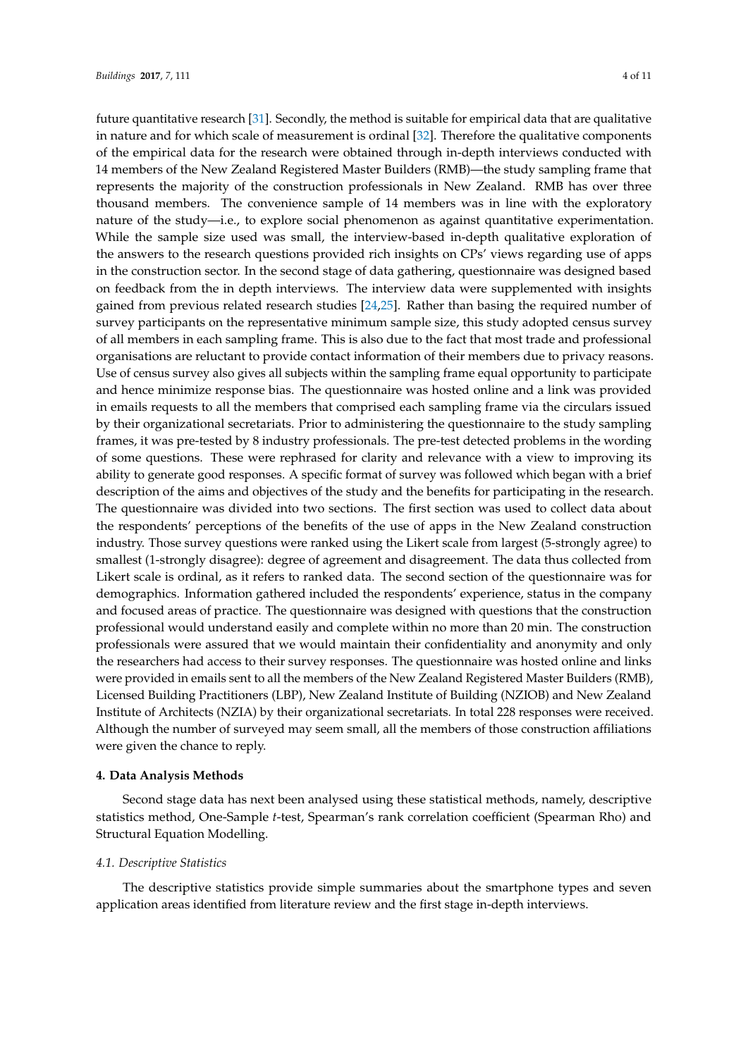future quantitative research [31]. Secondly, the method is suitable for empirical data that are qualitative in nature and for which scale of measurement is ordinal [32]. Therefore the qualitative components of the empirical data for the research were obtained through in-depth interviews conducted with 14 members of the New Zealand Registered Master Builders (RMB)—the study sampling frame that represents the majority of the construction professionals in New Zealand. RMB has over three thousand members. The convenience sample of 14 members was in line with the exploratory nature of the study—i.e., to explore social phenomenon as against quantitative experimentation. While the sample size used was small, the interview-based in-depth qualitative exploration of the answers to the research questions provided rich insights on CPs' views regarding use of apps in the construction sector. In the second stage of data gathering, questionnaire was designed based on feedback from the in depth interviews. The interview data were supplemented with insights gained from previous related research studies [24,25]. Rather than basing the required number of survey participants on the representative minimum sample size, this study adopted census survey of all members in each sampling frame. This is also due to the fact that most trade and professional organisations are reluctant to provide contact information of their members due to privacy reasons. Use of census survey also gives all subjects within the sampling frame equal opportunity to participate and hence minimize response bias. The questionnaire was hosted online and a link was provided in emails requests to all the members that comprised each sampling frame via the circulars issued by their organizational secretariats. Prior to administering the questionnaire to the study sampling frames, it was pre-tested by 8 industry professionals. The pre-test detected problems in the wording of some questions. These were rephrased for clarity and relevance with a view to improving its ability to generate good responses. A specific format of survey was followed which began with a brief description of the aims and objectives of the study and the benefits for participating in the research. The questionnaire was divided into two sections. The first section was used to collect data about the respondents' perceptions of the benefits of the use of apps in the New Zealand construction industry. Those survey questions were ranked using the Likert scale from largest (5-strongly agree) to smallest (1-strongly disagree): degree of agreement and disagreement. The data thus collected from Likert scale is ordinal, as it refers to ranked data. The second section of the questionnaire was for demographics. Information gathered included the respondents' experience, status in the company and focused areas of practice. The questionnaire was designed with questions that the construction professional would understand easily and complete within no more than 20 min. The construction professionals were assured that we would maintain their confidentiality and anonymity and only the researchers had access to their survey responses. The questionnaire was hosted online and links were provided in emails sent to all the members of the New Zealand Registered Master Builders (RMB), Licensed Building Practitioners (LBP), New Zealand Institute of Building (NZIOB) and New Zealand Institute of Architects (NZIA) by their organizational secretariats. In total 228 responses were received. Although the number of surveyed may seem small, all the members of those construction affiliations were given the chance to reply.

## 4. Data Analysis Methods

Second stage data has next been analysed using these statistical methods, namely, descriptive statistics method, One-Sample *t*-test, Spearman's rank correlation coefficient (Spearman Rho) and Structural Equation Modelling.

### 4.1. Descriptive Statistics

The descriptive statistics provide simple summaries about the smartphone types and seven application areas identified from literature review and the first stage in-depth interviews.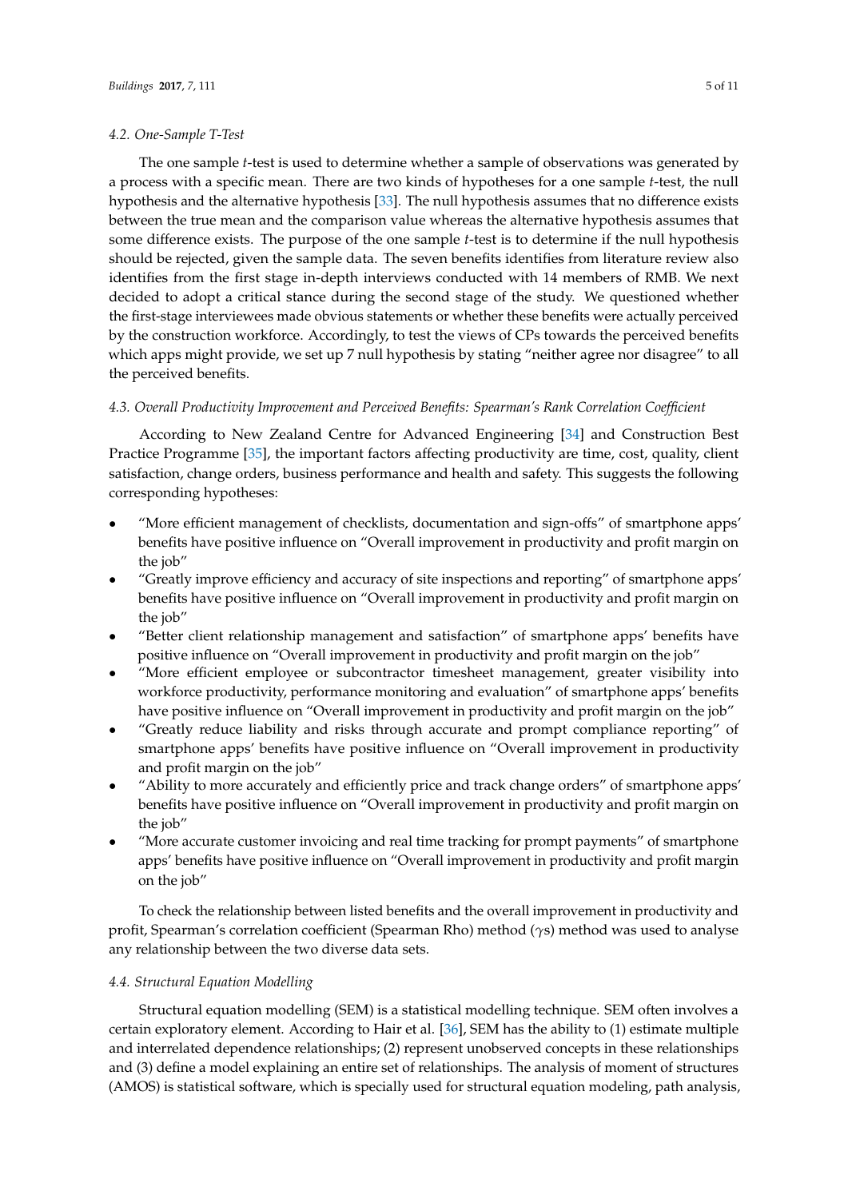### 4.2. One-Sample T-Test

The one sample *t*-test is used to determine whether a sample of observations was generated by a process with a specific mean. There are two kinds of hypotheses for a one sample *t*-test, the null hypothesis and the alternative hypothesis [33]. The null hypothesis assumes that no difference exists between the true mean and the comparison value whereas the alternative hypothesis assumes that some difference exists. The purpose of the one sample *t*-test is to determine if the null hypothesis should be rejected, given the sample data. The seven benefits identifies from literature review also identifies from the first stage in-depth interviews conducted with 14 members of RMB. We next decided to adopt a critical stance during the second stage of the study. We questioned whether the first-stage interviewees made obvious statements or whether these benefits were actually perceived by the construction workforce. Accordingly, to test the views of CPs towards the perceived benefits which apps might provide, we set up 7 null hypothesis by stating "neither agree nor disagree" to all the perceived benefits.

### 4.3. Overall Productivity Improvement and Perceived Benefits: Spearman's Rank Correlation Coefficient

According to New Zealand Centre for Advanced Engineering [34] and Construction Best Practice Programme [35], the important factors affecting productivity are time, cost, quality, client satisfaction, change orders, business performance and health and safety. This suggests the following corresponding hypotheses:

- "More efficient management of checklists, documentation and sign-offs" of smartphone apps' benefits have positive influence on "Overall improvement in productivity and profit margin on the job"
- "Greatly improve efficiency and accuracy of site inspections and reporting" of smartphone apps' benefits have positive influence on "Overall improvement in productivity and profit margin on the job"
- "Better client relationship management and satisfaction" of smartphone apps' benefits have positive influence on "Overall improvement in productivity and profit margin on the job"
- "More efficient employee or subcontractor timesheet management, greater visibility into workforce productivity, performance monitoring and evaluation" of smartphone apps' benefits have positive influence on "Overall improvement in productivity and profit margin on the job"
- "Greatly reduce liability and risks through accurate and prompt compliance reporting" of smartphone apps' benefits have positive influence on "Overall improvement in productivity and profit margin on the job"
- "Ability to more accurately and efficiently price and track change orders" of smartphone apps' benefits have positive influence on "Overall improvement in productivity and profit margin on the job"
- "More accurate customer invoicing and real time tracking for prompt payments" of smartphone apps' benefits have positive influence on "Overall improvement in productivity and profit margin on the job"

To check the relationship between listed benefits and the overall improvement in productivity and profit, Spearman's correlation coefficient (Spearman Rho) method ($\gamma$s) method was used to analyse any relationship between the two diverse data sets.

### 4.4. Structural Equation Modelling

Structural equation modelling (SEM) is a statistical modelling technique. SEM often involves a certain exploratory element. According to Hair et al. [36], SEM has the ability to (1) estimate multiple and interrelated dependence relationships; (2) represent unobserved concepts in these relationships and (3) define a model explaining an entire set of relationships. The analysis of moment of structures (AMOS) is statistical software, which is specially used for structural equation modeling, path analysis,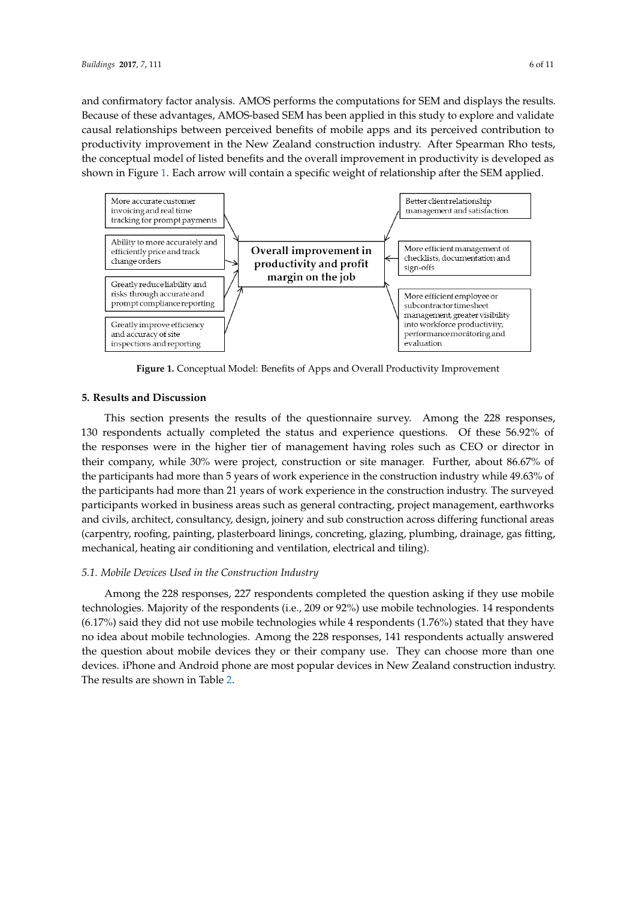and confirmatory factor analysis. AMOS performs the computations for SEM and displays the results. Because of these advantages, AMOS-based SEM has been applied in this study to explore and validate causal relationships between perceived benefits of mobile apps and its perceived contribution to productivity improvement in the New Zealand construction industry. After Spearman Rho tests, the conceptual model of listed benefits and the overall improvement in productivity is developed as shown in Figure 1. Each arrow will contain a specific weight of relationship after the SEM applied.

More accurate customer invoicing and real time tracking for prompt payments

Ability to more accurately and efficiently price and track change orders

Greatly reduce liability and risks through accurate and prompt compliance reporting

Greatly improve efficiency and accuracy of site inspections and reporting

**Overall improvement in productivity and profit margin on the job**

Better client relationship management and satisfaction

More efficient management of checklists, documentation and sign-offs

More efficient employee or subcontractor timesheet management, greater visibility into workforce productivity, performance monitoring and evaluation

**Figure 1.** Conceptual Model: Benefits of Apps and Overall Productivity Improvement

## 5. Results and Discussion

This section presents the results of the questionnaire survey. Among the 228 responses, 130 respondents actually completed the status and experience questions. Of these 56.92% of the responses were in the higher tier of management having roles such as CEO or director in their company, while 30% were project, construction or site manager. Further, about 86.67% of the participants had more than 5 years of work experience in the construction industry while 49.63% of the participants had more than 21 years of work experience in the construction industry. The surveyed participants worked in business areas such as general contracting, project management, earthworks and civils, architect, consultancy, design, joinery and sub construction across differing functional areas (carpentry, roofing, painting, plasterboard linings, concreting, glazing, plumbing, drainage, gas fitting, mechanical, heating air conditioning and ventilation, electrical and tiling).

### *5.1. Mobile Devices Used in the Construction Industry*

Among the 228 responses, 227 respondents completed the question asking if they use mobile technologies. Majority of the respondents (i.e., 209 or 92%) use mobile technologies. 14 respondents (6.17%) said they did not use mobile technologies while 4 respondents (1.76%) stated that they have no idea about mobile technologies. Among the 228 responses, 141 respondents actually answered the question about mobile devices they or their company use. They can choose more than one devices. iPhone and Android phone are most popular devices in New Zealand construction industry. The results are shown in Table 2.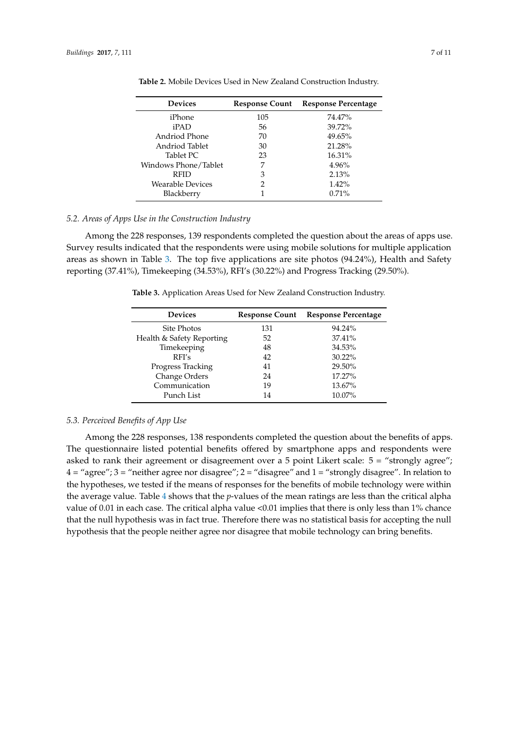**Table 2.** Mobile Devices Used in New Zealand Construction Industry.

| Devices | Response Count | Response Percentage |
|---|---|---|
| iPhone | 105 | 74.47% |
| iPAD | 56 | 39.72% |
| Andriod Phone | 70 | 49.65% |
| Andriod Tablet | 30 | 21.28% |
| Tablet PC | 23 | 16.31% |
| Windows Phone/Tablet | 7 | 4.96% |
| RFID | 3 | 2.13% |
| Wearable Devices | 2 | 1.42% |
| Blackberry | 1 | 0.71% |

### 5.2. Areas of Apps Use in the Construction Industry

Among the 228 responses, 139 respondents completed the question about the areas of apps use. Survey results indicated that the respondents were using mobile solutions for multiple application areas as shown in Table 3. The top five applications are site photos (94.24%), Health and Safety reporting (37.41%), Timekeeping (34.53%), RFI's (30.22%) and Progress Tracking (29.50%).

**Table 3.** Application Areas Used for New Zealand Construction Industry.

| Devices | Response Count | Response Percentage |
|---|---|---|
| Site Photos | 131 | 94.24% |
| Health & Safety Reporting | 52 | 37.41% |
| Timekeeping | 48 | 34.53% |
| RFI's | 42 | 30.22% |
| Progress Tracking | 41 | 29.50% |
| Change Orders | 24 | 17.27% |
| Communication | 19 | 13.67% |
| Punch List | 14 | 10.07% |

### 5.3. Perceived Benefits of App Use

Among the 228 responses, 138 respondents completed the question about the benefits of apps. The questionnaire listed potential benefits offered by smartphone apps and respondents were asked to rank their agreement or disagreement over a 5 point Likert scale: 5 = "strongly agree"; 4 = "agree"; 3 = "neither agree nor disagree"; 2 = "disagree" and 1 = "strongly disagree". In relation to the hypotheses, we tested if the means of responses for the benefits of mobile technology were within the average value. Table 4 shows that the *p*-values of the mean ratings are less than the critical alpha value of 0.01 in each case. The critical alpha value <0.01 implies that there is only less than 1% chance that the null hypothesis was in fact true. Therefore there was no statistical basis for accepting the null hypothesis that the people neither agree nor disagree that mobile technology can bring benefits.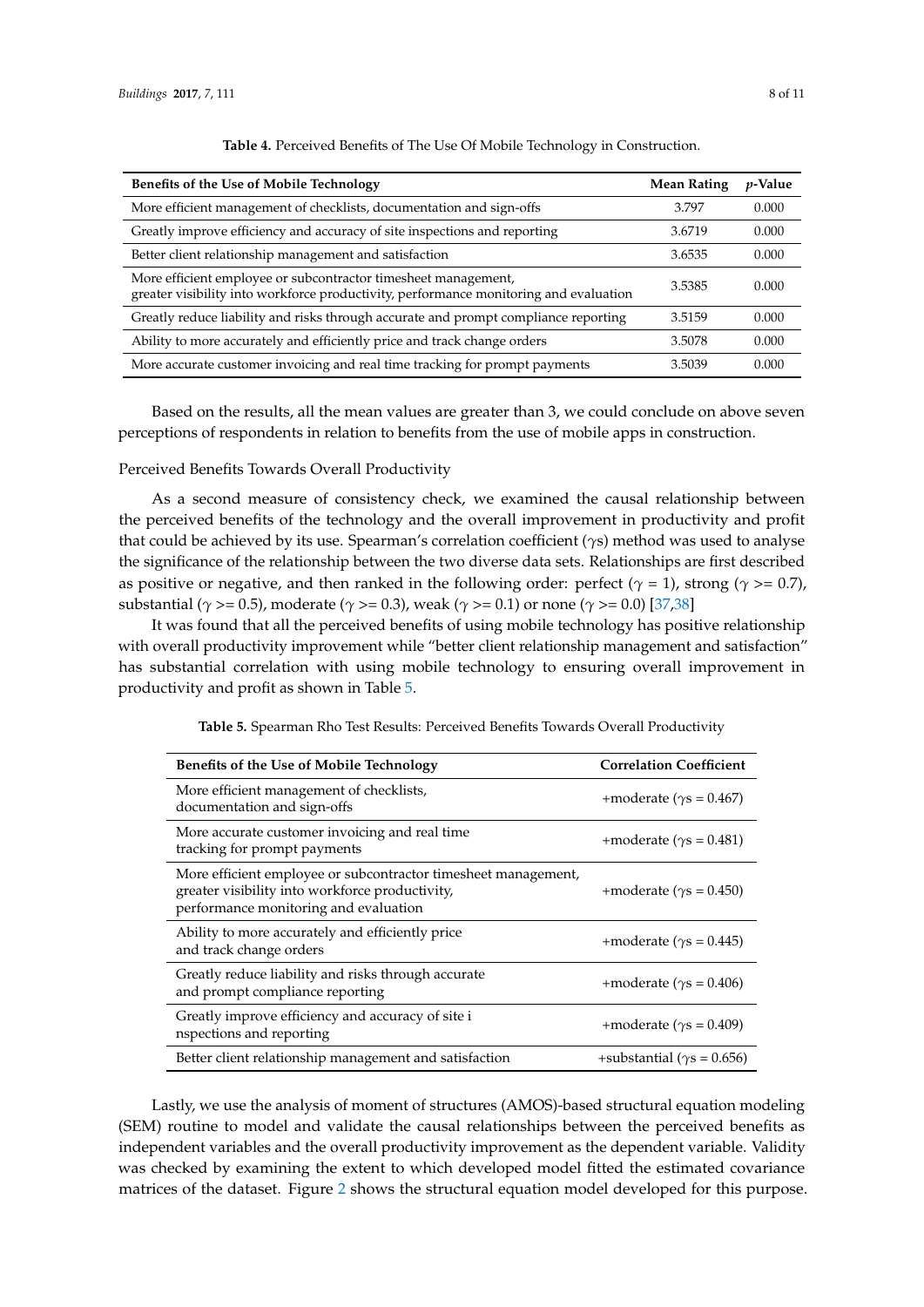**Table 4.** Perceived Benefits of The Use Of Mobile Technology in Construction.

| Benefits of the Use of Mobile Technology | Mean Rating | *p*-Value |
|---|---|---|
| More efficient management of checklists, documentation and sign-offs | 3.797 | 0.000 |
| Greatly improve efficiency and accuracy of site inspections and reporting | 3.6719 | 0.000 |
| Better client relationship management and satisfaction | 3.6535 | 0.000 |
| More efficient employee or subcontractor timesheet management, greater visibility into workforce productivity, performance monitoring and evaluation | 3.5385 | 0.000 |
| Greatly reduce liability and risks through accurate and prompt compliance reporting | 3.5159 | 0.000 |
| Ability to more accurately and efficiently price and track change orders | 3.5078 | 0.000 |
| More accurate customer invoicing and real time tracking for prompt payments | 3.5039 | 0.000 |

Based on the results, all the mean values are greater than 3, we could conclude on above seven perceptions of respondents in relation to benefits from the use of mobile apps in construction.

Perceived Benefits Towards Overall Productivity

As a second measure of consistency check, we examined the causal relationship between the perceived benefits of the technology and the overall improvement in productivity and profit that could be achieved by its use. Spearman's correlation coefficient ($\gamma$s) method was used to analyse the significance of the relationship between the two diverse data sets. Relationships are first described as positive or negative, and then ranked in the following order: perfect ($\gamma = 1$), strong ($\gamma >= 0.7$), substantial ($\gamma >= 0.5$), moderate ($\gamma >= 0.3$), weak ($\gamma >= 0.1$) or none ($\gamma >= 0.0$) [37,38]

It was found that all the perceived benefits of using mobile technology has positive relationship with overall productivity improvement while "better client relationship management and satisfaction" has substantial correlation with using mobile technology to ensuring overall improvement in productivity and profit as shown in Table 5.

**Table 5.** Spearman Rho Test Results: Perceived Benefits Towards Overall Productivity

| Benefits of the Use of Mobile Technology | Correlation Coefficient |
|---|---|
| More efficient management of checklists, documentation and sign-offs | +moderate ($\gamma$s = 0.467) |
| More accurate customer invoicing and real time tracking for prompt payments | +moderate ($\gamma$s = 0.481) |
| More efficient employee or subcontractor timesheet management, greater visibility into workforce productivity, performance monitoring and evaluation | +moderate ($\gamma$s = 0.450) |
| Ability to more accurately and efficiently price and track change orders | +moderate ($\gamma$s = 0.445) |
| Greatly reduce liability and risks through accurate and prompt compliance reporting | +moderate ($\gamma$s = 0.406) |
| Greatly improve efficiency and accuracy of site i nspections and reporting | +moderate ($\gamma$s = 0.409) |
| Better client relationship management and satisfaction | +substantial ($\gamma$s = 0.656) |

Lastly, we use the analysis of moment of structures (AMOS)-based structural equation modeling (SEM) routine to model and validate the causal relationships between the perceived benefits as independent variables and the overall productivity improvement as the dependent variable. Validity was checked by examining the extent to which developed model fitted the estimated covariance matrices of the dataset. Figure 2 shows the structural equation model developed for this purpose.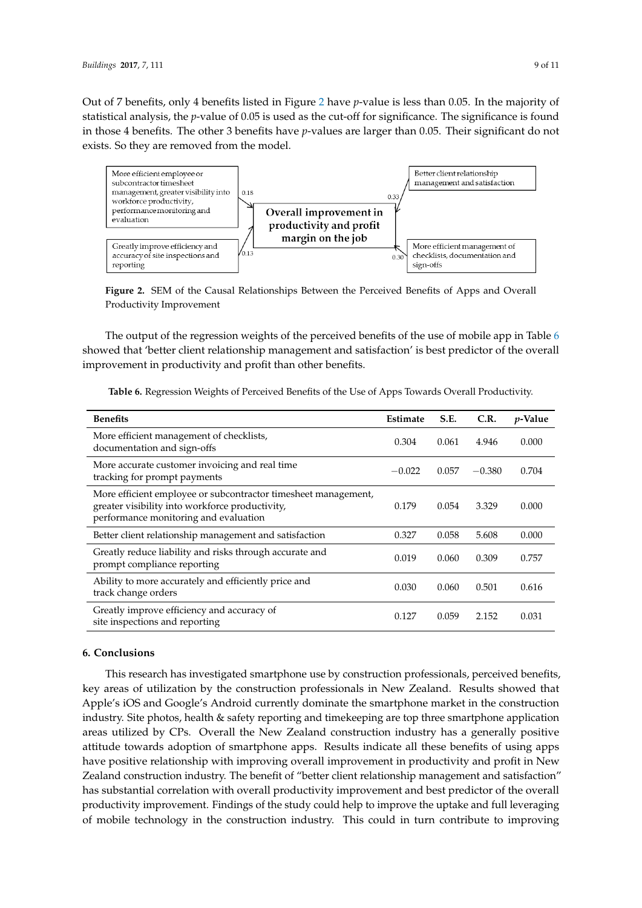Out of 7 benefits, only 4 benefits listed in Figure 2 have *p*-value is less than 0.05. In the majority of statistical analysis, the *p*-value of 0.05 is used as the cut-off for significance. The significance is found in those 4 benefits. The other 3 benefits have *p*-values are larger than 0.05. Their significant do not exists. So they are removed from the model.

**Figure 2.** SEM of the Causal Relationships Between the Perceived Benefits of Apps and Overall Productivity Improvement

The output of the regression weights of the perceived benefits of the use of mobile app in Table 6 showed that 'better client relationship management and satisfaction' is best predictor of the overall improvement in productivity and profit than other benefits.

**Table 6.** Regression Weights of Perceived Benefits of the Use of Apps Towards Overall Productivity.

| Benefits | Estimate | S.E. | C.R. | *p*-Value |
|---|---|---|---|---|
| More efficient management of checklists, documentation and sign-offs | 0.304 | 0.061 | 4.946 | 0.000 |
| More accurate customer invoicing and real time tracking for prompt payments | −0.022 | 0.057 | −0.380 | 0.704 |
| More efficient employee or subcontractor timesheet management, greater visibility into workforce productivity, performance monitoring and evaluation | 0.179 | 0.054 | 3.329 | 0.000 |
| Better client relationship management and satisfaction | 0.327 | 0.058 | 5.608 | 0.000 |
| Greatly reduce liability and risks through accurate and prompt compliance reporting | 0.019 | 0.060 | 0.309 | 0.757 |
| Ability to more accurately and efficiently price and track change orders | 0.030 | 0.060 | 0.501 | 0.616 |
| Greatly improve efficiency and accuracy of site inspections and reporting | 0.127 | 0.059 | 2.152 | 0.031 |

## 6. Conclusions

This research has investigated smartphone use by construction professionals, perceived benefits, key areas of utilization by the construction professionals in New Zealand. Results showed that Apple's iOS and Google's Android currently dominate the smartphone market in the construction industry. Site photos, health & safety reporting and timekeeping are top three smartphone application areas utilized by CPs. Overall the New Zealand construction industry has a generally positive attitude towards adoption of smartphone apps. Results indicate all these benefits of using apps have positive relationship with improving overall improvement in productivity and profit in New Zealand construction industry. The benefit of "better client relationship management and satisfaction" has substantial correlation with overall productivity improvement and best predictor of the overall productivity improvement. Findings of the study could help to improve the uptake and full leveraging of mobile technology in the construction industry. This could in turn contribute to improving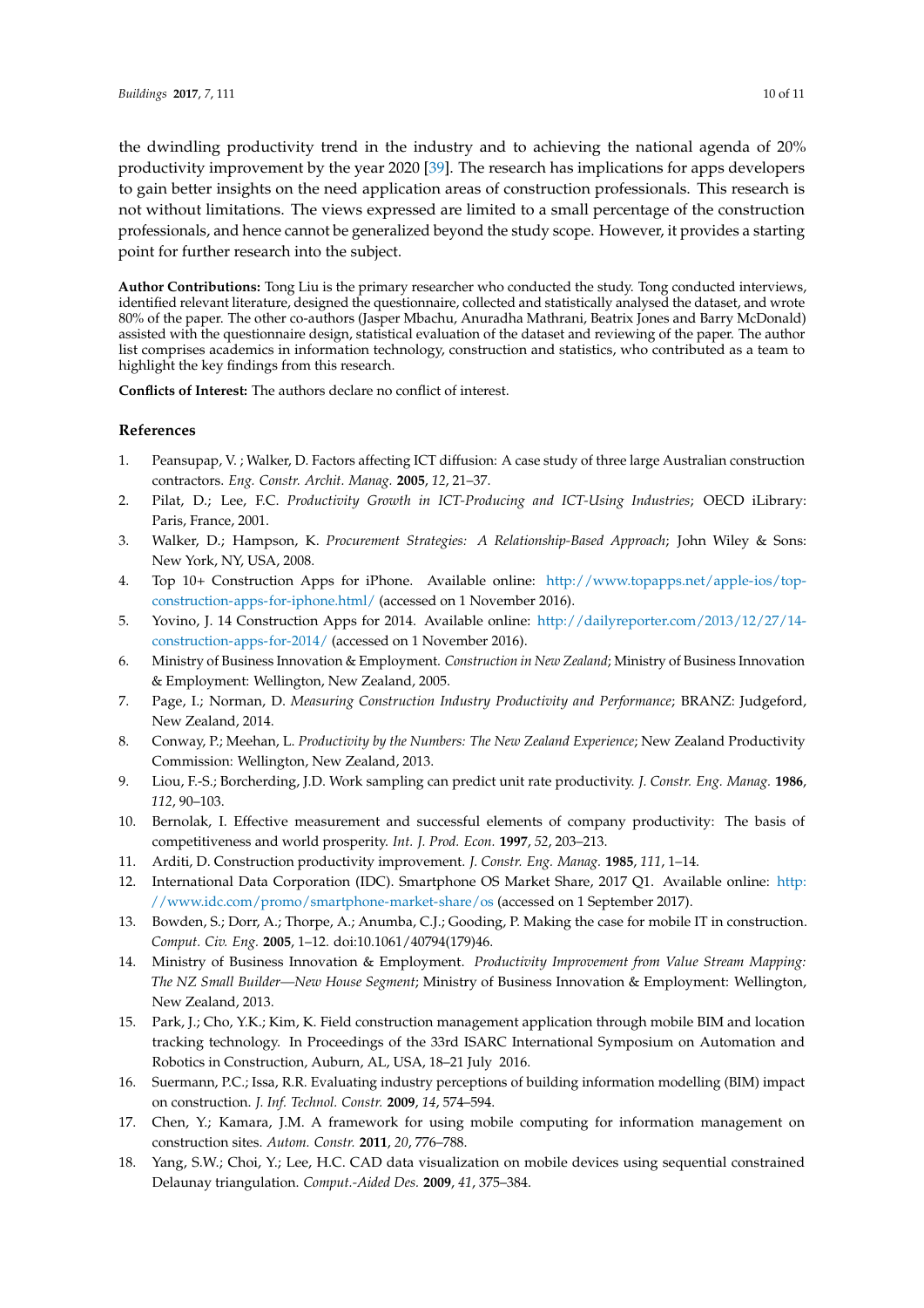the dwindling productivity trend in the industry and to achieving the national agenda of 20% productivity improvement by the year 2020 [39]. The research has implications for apps developers to gain better insights on the need application areas of construction professionals. This research is not without limitations. The views expressed are limited to a small percentage of the construction professionals, and hence cannot be generalized beyond the study scope. However, it provides a starting point for further research into the subject.

**Author Contributions:** Tong Liu is the primary researcher who conducted the study. Tong conducted interviews, identified relevant literature, designed the questionnaire, collected and statistically analysed the dataset, and wrote 80% of the paper. The other co-authors (Jasper Mbachu, Anuradha Mathrani, Beatrix Jones and Barry McDonald) assisted with the questionnaire design, statistical evaluation of the dataset and reviewing of the paper. The author list comprises academics in information technology, construction and statistics, who contributed as a team to highlight the key findings from this research.

**Conflicts of Interest:** The authors declare no conflict of interest.

## References

1. Peansupap, V. ; Walker, D. Factors affecting ICT diffusion: A case study of three large Australian construction contractors. *Eng. Constr. Archit. Manag.* **2005**, *12*, 21–37.
2. Pilat, D.; Lee, F.C. *Productivity Growth in ICT-Producing and ICT-Using Industries*; OECD iLibrary: Paris, France, 2001.
3. Walker, D.; Hampson, K. *Procurement Strategies: A Relationship-Based Approach*; John Wiley & Sons: New York, NY, USA, 2008.
4. Top 10+ Construction Apps for iPhone. Available online: http://www.topapps.net/apple-ios/top-construction-apps-for-iphone.html/ (accessed on 1 November 2016).
5. Yovino, J. 14 Construction Apps for 2014. Available online: http://dailyreporter.com/2013/12/27/14-construction-apps-for-2014/ (accessed on 1 November 2016).
6. Ministry of Business Innovation & Employment. *Construction in New Zealand*; Ministry of Business Innovation & Employment: Wellington, New Zealand, 2005.
7. Page, I.; Norman, D. *Measuring Construction Industry Productivity and Performance*; BRANZ: Judgeford, New Zealand, 2014.
8. Conway, P.; Meehan, L. *Productivity by the Numbers: The New Zealand Experience*; New Zealand Productivity Commission: Wellington, New Zealand, 2013.
9. Liou, F.-S.; Borcherding, J.D. Work sampling can predict unit rate productivity. *J. Constr. Eng. Manag.* **1986**, *112*, 90–103.
10. Bernolak, I. Effective measurement and successful elements of company productivity: The basis of competitiveness and world prosperity. *Int. J. Prod. Econ.* **1997**, *52*, 203–213.
11. Arditi, D. Construction productivity improvement. *J. Constr. Eng. Manag.* **1985**, *111*, 1–14.
12. International Data Corporation (IDC). Smartphone OS Market Share, 2017 Q1. Available online: http://www.idc.com/promo/smartphone-market-share/os (accessed on 1 September 2017).
13. Bowden, S.; Dorr, A.; Thorpe, A.; Anumba, C.J.; Gooding, P. Making the case for mobile IT in construction. *Comput. Civ. Eng.* **2005**, 1–12. doi:10.1061/40794(179)46.
14. Ministry of Business Innovation & Employment. *Productivity Improvement from Value Stream Mapping: The NZ Small Builder—New House Segment*; Ministry of Business Innovation & Employment: Wellington, New Zealand, 2013.
15. Park, J.; Cho, Y.K.; Kim, K. Field construction management application through mobile BIM and location tracking technology. In Proceedings of the 33rd ISARC International Symposium on Automation and Robotics in Construction, Auburn, AL, USA, 18–21 July 2016.
16. Suermann, P.C.; Issa, R.R. Evaluating industry perceptions of building information modelling (BIM) impact on construction. *J. Inf. Technol. Constr.* **2009**, *14*, 574–594.
17. Chen, Y.; Kamara, J.M. A framework for using mobile computing for information management on construction sites. *Autom. Constr.* **2011**, *20*, 776–788.
18. Yang, S.W.; Choi, Y.; Lee, H.C. CAD data visualization on mobile devices using sequential constrained Delaunay triangulation. *Comput.-Aided Des.* **2009**, *41*, 375–384.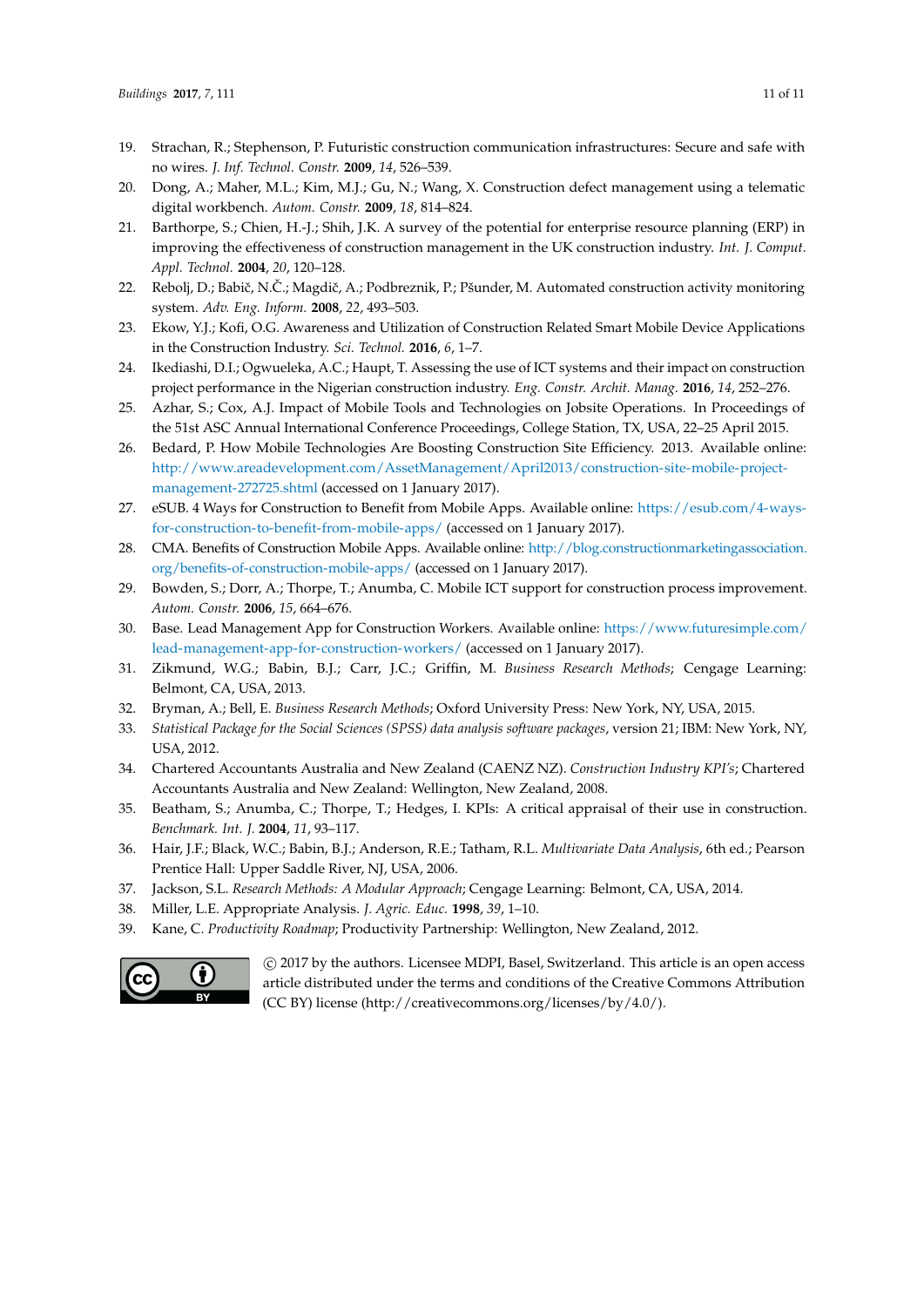19. Strachan, R.; Stephenson, P. Futuristic construction communication infrastructures: Secure and safe with no wires. *J. Inf. Technol. Constr.* **2009**, *14*, 526–539.
20. Dong, A.; Maher, M.L.; Kim, M.J.; Gu, N.; Wang, X. Construction defect management using a telematic digital workbench. *Autom. Constr.* **2009**, *18*, 814–824.
21. Barthorpe, S.; Chien, H.-J.; Shih, J.K. A survey of the potential for enterprise resource planning (ERP) in improving the effectiveness of construction management in the UK construction industry. *Int. J. Comput. Appl. Technol.* **2004**, *20*, 120–128.
22. Rebolj, D.; Babič, N.Č.; Magdič, A.; Podbreznik, P.; Pšunder, M. Automated construction activity monitoring system. *Adv. Eng. Inform.* **2008**, *22*, 493–503.
23. Ekow, Y.J.; Kofi, O.G. Awareness and Utilization of Construction Related Smart Mobile Device Applications in the Construction Industry. *Sci. Technol.* **2016**, *6*, 1–7.
24. Ikediashi, D.I.; Ogwueleka, A.C.; Haupt, T. Assessing the use of ICT systems and their impact on construction project performance in the Nigerian construction industry. *Eng. Constr. Archit. Manag.* **2016**, *14*, 252–276.
25. Azhar, S.; Cox, A.J. Impact of Mobile Tools and Technologies on Jobsite Operations. In Proceedings of the 51st ASC Annual International Conference Proceedings, College Station, TX, USA, 22–25 April 2015.
26. Bedard, P. How Mobile Technologies Are Boosting Construction Site Efficiency. 2013. Available online: http://www.areadevelopment.com/AssetManagement/April2013/construction-site-mobile-project-management-272725.shtml (accessed on 1 January 2017).
27. eSUB. 4 Ways for Construction to Benefit from Mobile Apps. Available online: https://esub.com/4-ways-for-construction-to-benefit-from-mobile-apps/ (accessed on 1 January 2017).
28. CMA. Benefits of Construction Mobile Apps. Available online: http://blog.constructionmarketingassociation.org/benefits-of-construction-mobile-apps/ (accessed on 1 January 2017).
29. Bowden, S.; Dorr, A.; Thorpe, T.; Anumba, C. Mobile ICT support for construction process improvement. *Autom. Constr.* **2006**, *15*, 664–676.
30. Base. Lead Management App for Construction Workers. Available online: https://www.futuresimple.com/lead-management-app-for-construction-workers/ (accessed on 1 January 2017).
31. Zikmund, W.G.; Babin, B.J.; Carr, J.C.; Griffin, M. *Business Research Methods*; Cengage Learning: Belmont, CA, USA, 2013.
32. Bryman, A.; Bell, E. *Business Research Methods*; Oxford University Press: New York, NY, USA, 2015.
33. *Statistical Package for the Social Sciences (SPSS) data analysis software packages*, version 21; IBM: New York, NY, USA, 2012.
34. Chartered Accountants Australia and New Zealand (CAENZ NZ). *Construction Industry KPI's*; Chartered Accountants Australia and New Zealand: Wellington, New Zealand, 2008.
35. Beatham, S.; Anumba, C.; Thorpe, T.; Hedges, I. KPIs: A critical appraisal of their use in construction. *Benchmark. Int. J.* **2004**, *11*, 93–117.
36. Hair, J.F.; Black, W.C.; Babin, B.J.; Anderson, R.E.; Tatham, R.L. *Multivariate Data Analysis*, 6th ed.; Pearson Prentice Hall: Upper Saddle River, NJ, USA, 2006.
37. Jackson, S.L. *Research Methods: A Modular Approach*; Cengage Learning: Belmont, CA, USA, 2014.
38. Miller, L.E. Appropriate Analysis. *J. Agric. Educ.* **1998**, *39*, 1–10.
39. Kane, C. *Productivity Roadmap*; Productivity Partnership: Wellington, New Zealand, 2012.

© 2017 by the authors. Licensee MDPI, Basel, Switzerland. This article is an open access article distributed under the terms and conditions of the Creative Commons Attribution (CC BY) license (http://creativecommons.org/licenses/by/4.0/).